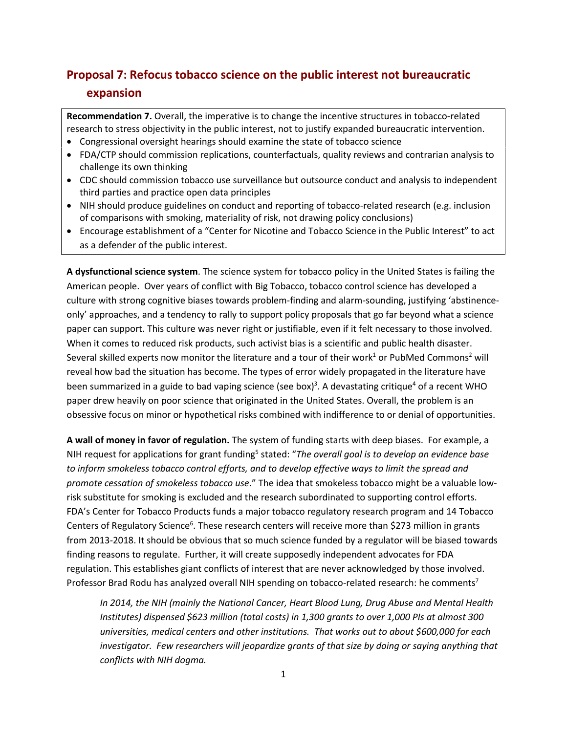## Proposal 7: Refocus tobacco science on the public interest not bureaucratic expansion

**Recommendation 7.** Overall, the imperative is to change the incentive structures in tobacco-related research to stress objectivity in the public interest, not to justify expanded bureaucratic intervention.

- Congressional oversight hearings should examine the state of tobacco science
- FDA/CTP should commission replications, counterfactuals, quality reviews and contrarian analysis to challenge its own thinking
- CDC should commission tobacco use surveillance but outsource conduct and analysis to independent third parties and practice open data principles
- NIH should produce guidelines on conduct and reporting of tobacco-related research (e.g. inclusion of comparisons with smoking, materiality of risk, not drawing policy conclusions)
- Encourage establishment of a "Center for Nicotine and Tobacco Science in the Public Interest" to act as a defender of the public interest.

**A dysfunctional science system**. The science system for tobacco policy in the United States is failing the American people. Over years of conflict with Big Tobacco, tobacco control science has developed a culture with strong cognitive biases towards problem-finding and alarm-sounding, justifying 'abstinence-only' approaches, and a tendency to rally to support policy proposals that go far beyond what a science paper can support. This culture was never right or justifiable, even if it felt necessary to those involved. When it comes to reduced risk products, such activist bias is a scientific and public health disaster. Several skilled experts now monitor the literature and a tour of their work[1] or PubMed Commons[2] will reveal how bad the situation has become. The types of error widely propagated in the literature have been summarized in a guide to bad vaping science (see box)[3]. A devastating critique[4] of a recent WHO paper drew heavily on poor science that originated in the United States. Overall, the problem is an obsessive focus on minor or hypothetical risks combined with indifference to or denial of opportunities.

**A wall of money in favor of regulation.** The system of funding starts with deep biases. For example, a NIH request for applications for grant funding[5] stated: "*The overall goal is to develop an evidence base to inform smokeless tobacco control efforts, and to develop effective ways to limit the spread and promote cessation of smokeless tobacco use*." The idea that smokeless tobacco might be a valuable low-risk substitute for smoking is excluded and the research subordinated to supporting control efforts. FDA's Center for Tobacco Products funds a major tobacco regulatory research program and 14 Tobacco Centers of Regulatory Science[6]. These research centers will receive more than $273 million in grants from 2013-2018. It should be obvious that so much science funded by a regulator will be biased towards finding reasons to regulate. Further, it will create supposedly independent advocates for FDA regulation. This establishes giant conflicts of interest that are never acknowledged by those involved. Professor Brad Rodu has analyzed overall NIH spending on tobacco-related research: he comments[7]

> *In 2014, the NIH (mainly the National Cancer, Heart Blood Lung, Drug Abuse and Mental Health Institutes) dispensed $623 million (total costs) in 1,300 grants to over 1,000 PIs at almost 300 universities, medical centers and other institutions. That works out to about $600,000 for each investigator. Few researchers will jeopardize grants of that size by doing or saying anything that conflicts with NIH dogma.*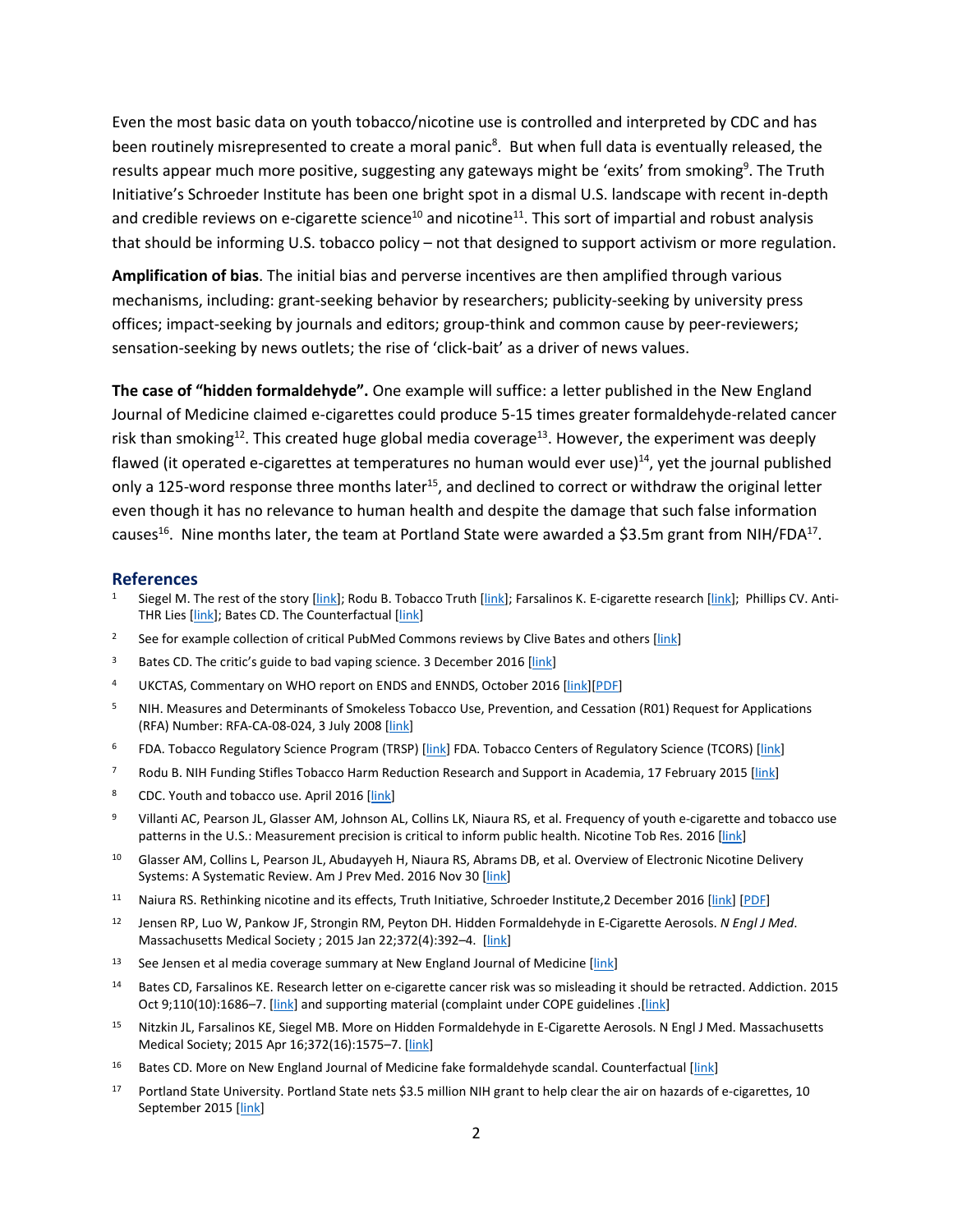Even the most basic data on youth tobacco/nicotine use is controlled and interpreted by CDC and has been routinely misrepresented to create a moral panic[8]. But when full data is eventually released, the results appear much more positive, suggesting any gateways might be 'exits' from smoking[9]. The Truth Initiative's Schroeder Institute has been one bright spot in a dismal U.S. landscape with recent in-depth and credible reviews on e-cigarette science[10] and nicotine[11]. This sort of impartial and robust analysis that should be informing U.S. tobacco policy – not that designed to support activism or more regulation.

**Amplification of bias**. The initial bias and perverse incentives are then amplified through various mechanisms, including: grant-seeking behavior by researchers; publicity-seeking by university press offices; impact-seeking by journals and editors; group-think and common cause by peer-reviewers; sensation-seeking by news outlets; the rise of 'click-bait' as a driver of news values.

**The case of "hidden formaldehyde".** One example will suffice: a letter published in the New England Journal of Medicine claimed e-cigarettes could produce 5-15 times greater formaldehyde-related cancer risk than smoking[12]. This created huge global media coverage[13]. However, the experiment was deeply flawed (it operated e-cigarettes at temperatures no human would ever use)[14], yet the journal published only a 125-word response three months later[15], and declined to correct or withdraw the original letter even though it has no relevance to human health and despite the damage that such false information causes[16]. Nine months later, the team at Portland State were awarded a $3.5m grant from NIH/FDA[17].

## References

1. Siegel M. The rest of the story [link]; Rodu B. Tobacco Truth [link]; Farsalinos K. E-cigarette research [link]; Phillips CV. Anti-THR Lies [link]; Bates CD. The Counterfactual [link]
2. See for example collection of critical PubMed Commons reviews by Clive Bates and others [link]
3. Bates CD. The critic's guide to bad vaping science. 3 December 2016 [link]
4. UKCTAS, Commentary on WHO report on ENDS and ENNDS, October 2016 [link][PDF]
5. NIH. Measures and Determinants of Smokeless Tobacco Use, Prevention, and Cessation (R01) Request for Applications (RFA) Number: RFA-CA-08-024, 3 July 2008 [link]
6. FDA. Tobacco Regulatory Science Program (TRSP) [link] FDA. Tobacco Centers of Regulatory Science (TCORS) [link]
7. Rodu B. NIH Funding Stifles Tobacco Harm Reduction Research and Support in Academia, 17 February 2015 [link]
8. CDC. Youth and tobacco use. April 2016 [link]
9. Villanti AC, Pearson JL, Glasser AM, Johnson AL, Collins LK, Niaura RS, et al. Frequency of youth e-cigarette and tobacco use patterns in the U.S.: Measurement precision is critical to inform public health. Nicotine Tob Res. 2016 [link]
10. Glasser AM, Collins L, Pearson JL, Abudayyeh H, Niaura RS, Abrams DB, et al. Overview of Electronic Nicotine Delivery Systems: A Systematic Review. Am J Prev Med. 2016 Nov 30 [link]
11. Naiura RS. Rethinking nicotine and its effects, Truth Initiative, Schroeder Institute,2 December 2016 [link] [PDF]
12. Jensen RP, Luo W, Pankow JF, Strongin RM, Peyton DH. Hidden Formaldehyde in E-Cigarette Aerosols. *N Engl J Med*. Massachusetts Medical Society ; 2015 Jan 22;372(4):392–4. [link]
13. See Jensen et al media coverage summary at New England Journal of Medicine [link]
14. Bates CD, Farsalinos KE. Research letter on e-cigarette cancer risk was so misleading it should be retracted. Addiction. 2015 Oct 9;110(10):1686–7. [link] and supporting material (complaint under COPE guidelines .[link]
15. Nitzkin JL, Farsalinos KE, Siegel MB. More on Hidden Formaldehyde in E-Cigarette Aerosols. N Engl J Med. Massachusetts Medical Society; 2015 Apr 16;372(16):1575–7. [link]
16. Bates CD. More on New England Journal of Medicine fake formaldehyde scandal. Counterfactual [link]
17. Portland State University. Portland State nets $3.5 million NIH grant to help clear the air on hazards of e-cigarettes, 10 September 2015 [link]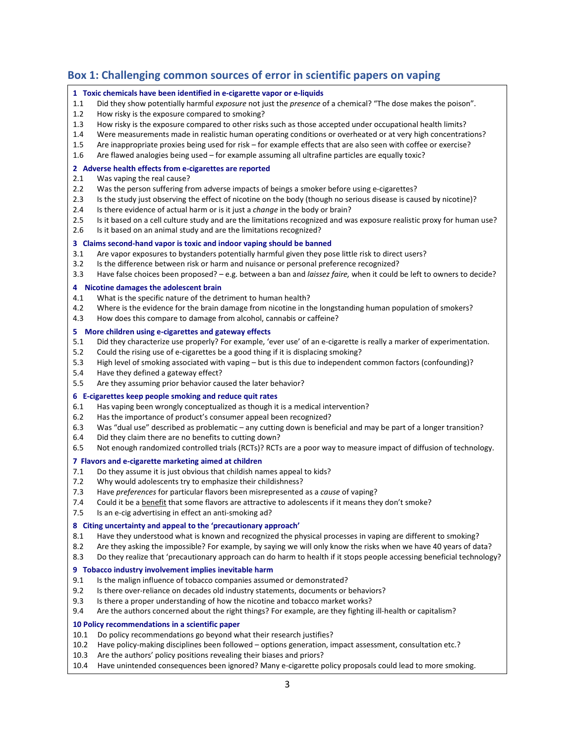## Box 1: Challenging common sources of error in scientific papers on vaping

**1 Toxic chemicals have been identified in e-cigarette vapor or e-liquids**

1.1 Did they show potentially harmful *exposure* not just the *presence* of a chemical? "The dose makes the poison".
1.2 How risky is the exposure compared to smoking?
1.3 How risky is the exposure compared to other risks such as those accepted under occupational health limits?
1.4 Were measurements made in realistic human operating conditions or overheated or at very high concentrations?
1.5 Are inappropriate proxies being used for risk – for example effects that are also seen with coffee or exercise?
1.6 Are flawed analogies being used – for example assuming all ultrafine particles are equally toxic?

**2 Adverse health effects from e-cigarettes are reported**

2.1 Was vaping the real cause?
2.2 Was the person suffering from adverse impacts of beings a smoker before using e-cigarettes?
2.3 Is the study just observing the effect of nicotine on the body (though no serious disease is caused by nicotine)?
2.4 Is there evidence of actual harm or is it just a *change* in the body or brain?
2.5 Is it based on a cell culture study and are the limitations recognized and was exposure realistic proxy for human use?
2.6 Is it based on an animal study and are the limitations recognized?

**3 Claims second-hand vapor is toxic and indoor vaping should be banned**

3.1 Are vapor exposures to bystanders potentially harmful given they pose little risk to direct users?
3.2 Is the difference between risk or harm and nuisance or personal preference recognized?
3.3 Have false choices been proposed? – e.g. between a ban and *laissez faire,* when it could be left to owners to decide?

**4 Nicotine damages the adolescent brain**

4.1 What is the specific nature of the detriment to human health?
4.2 Where is the evidence for the brain damage from nicotine in the longstanding human population of smokers?
4.3 How does this compare to damage from alcohol, cannabis or caffeine?

**5 More children using e-cigarettes and gateway effects**

5.1 Did they characterize use properly? For example, 'ever use' of an e-cigarette is really a marker of experimentation.
5.2 Could the rising use of e-cigarettes be a good thing if it is displacing smoking?
5.3 High level of smoking associated with vaping – but is this due to independent common factors (confounding)?
5.4 Have they defined a gateway effect?
5.5 Are they assuming prior behavior caused the later behavior?

**6 E-cigarettes keep people smoking and reduce quit rates**

6.1 Has vaping been wrongly conceptualized as though it is a medical intervention?
6.2 Has the importance of product's consumer appeal been recognized?
6.3 Was "dual use" described as problematic – any cutting down is beneficial and may be part of a longer transition?
6.4 Did they claim there are no benefits to cutting down?
6.5 Not enough randomized controlled trials (RCTs)? RCTs are a poor way to measure impact of diffusion of technology.

**7 Flavors and e-cigarette marketing aimed at children**

7.1 Do they assume it is just obvious that childish names appeal to kids?
7.2 Why would adolescents try to emphasize their childishness?
7.3 Have *preferences* for particular flavors been misrepresented as a *cause* of vaping?
7.4 Could it be a <u>benefit</u> that some flavors are attractive to adolescents if it means they don't smoke?
7.5 Is an e-cig advertising in effect an anti-smoking ad?

**8 Citing uncertainty and appeal to the 'precautionary approach'**

8.1 Have they understood what is known and recognized the physical processes in vaping are different to smoking?
8.2 Are they asking the impossible? For example, by saying we will only know the risks when we have 40 years of data?
8.3 Do they realize that 'precautionary approach can do harm to health if it stops people accessing beneficial technology?

**9 Tobacco industry involvement implies inevitable harm**

9.1 Is the malign influence of tobacco companies assumed or demonstrated?
9.2 Is there over-reliance on decades old industry statements, documents or behaviors?
9.3 Is there a proper understanding of how the nicotine and tobacco market works?
9.4 Are the authors concerned about the right things? For example, are they fighting ill-health or capitalism?

**10 Policy recommendations in a scientific paper**

10.1 Do policy recommendations go beyond what their research justifies?
10.2 Have policy-making disciplines been followed – options generation, impact assessment, consultation etc.?
10.3 Are the authors' policy positions revealing their biases and priors?
10.4 Have unintended consequences been ignored? Many e-cigarette policy proposals could lead to more smoking.